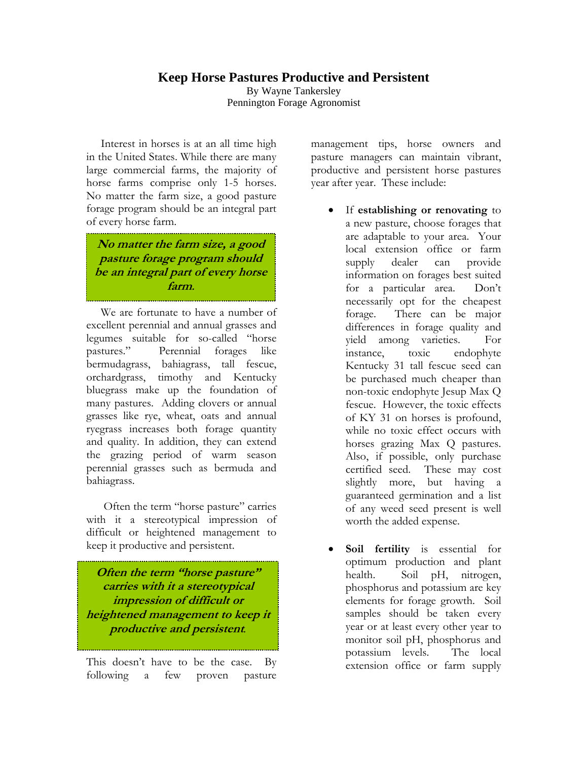# Keep Horse Pastures Productive and Persistent

By Wayne Tankersley
Pennington Forage Agronomist

Interest in horses is at an all time high in the United States. While there are many large commercial farms, the majority of horse farms comprise only 1-5 horses. No matter the farm size, a good pasture forage program should be an integral part of every horse farm.

> ***No matter the farm size, a good pasture forage program should be an integral part of every horse farm.***

We are fortunate to have a number of excellent perennial and annual grasses and legumes suitable for so-called "horse pastures." Perennial forages like bermudagrass, bahiagrass, tall fescue, orchardgrass, timothy and Kentucky bluegrass make up the foundation of many pastures. Adding clovers or annual grasses like rye, wheat, oats and annual ryegrass increases both forage quantity and quality. In addition, they can extend the grazing period of warm season perennial grasses such as bermuda and bahiagrass.

Often the term "horse pasture" carries with it a stereotypical impression of difficult or heightened management to keep it productive and persistent.

> ***Often the term "horse pasture" carries with it a stereotypical impression of difficult or heightened management to keep it productive and persistent.***

This doesn't have to be the case. By following a few proven pasture management tips, horse owners and pasture managers can maintain vibrant, productive and persistent horse pastures year after year. These include:

- If **establishing or renovating** to a new pasture, choose forages that are adaptable to your area. Your local extension office or farm supply dealer can provide information on forages best suited for a particular area. Don't necessarily opt for the cheapest forage. There can be major differences in forage quality and yield among varieties. For instance, toxic endophyte Kentucky 31 tall fescue seed can be purchased much cheaper than non-toxic endophyte Jesup Max Q fescue. However, the toxic effects of KY 31 on horses is profound, while no toxic effect occurs with horses grazing Max Q pastures. Also, if possible, only purchase certified seed. These may cost slightly more, but having a guaranteed germination and a list of any weed seed present is well worth the added expense.

- **Soil fertility** is essential for optimum production and plant health. Soil pH, nitrogen, phosphorus and potassium are key elements for forage growth. Soil samples should be taken every year or at least every other year to monitor soil pH, phosphorus and potassium levels. The local extension office or farm supply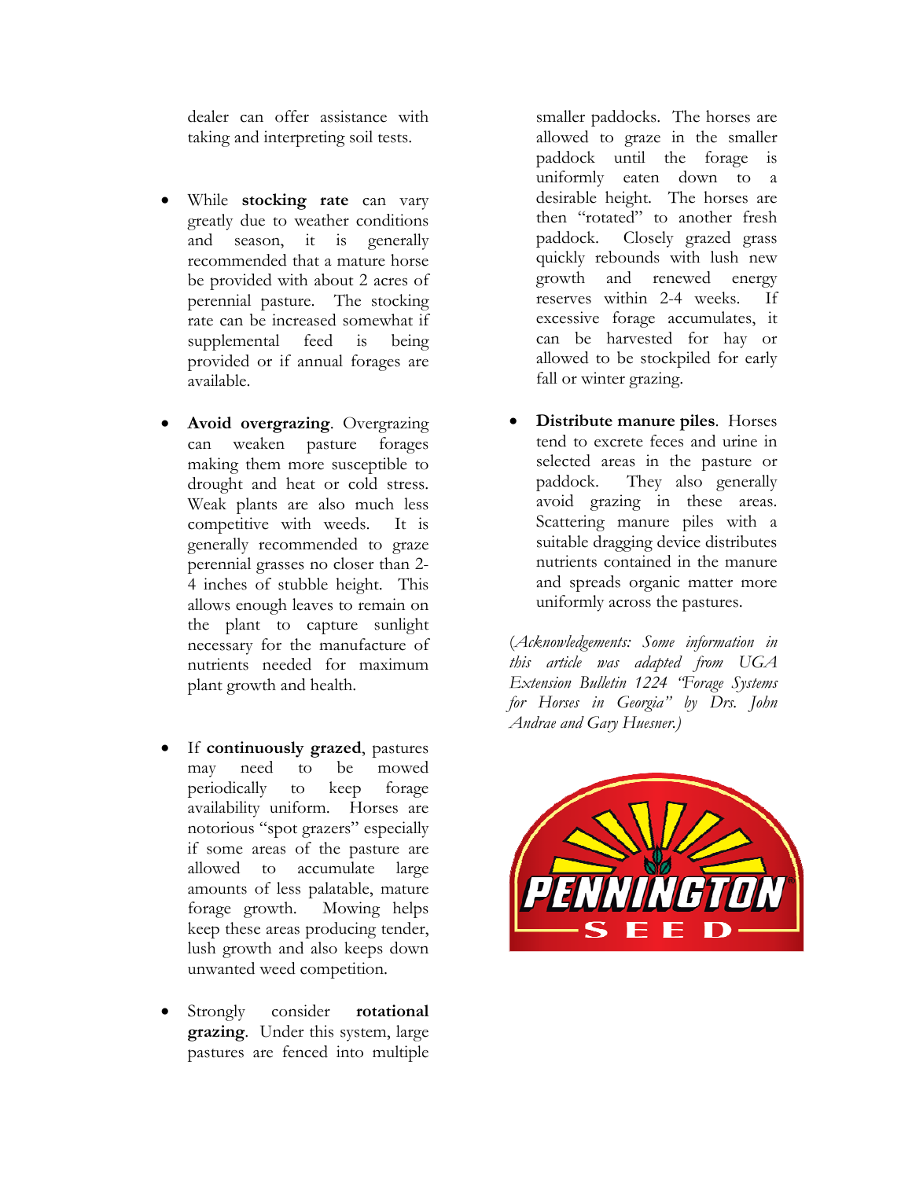dealer can offer assistance with taking and interpreting soil tests.

- While **stocking rate** can vary greatly due to weather conditions and season, it is generally recommended that a mature horse be provided with about 2 acres of perennial pasture. The stocking rate can be increased somewhat if supplemental feed is being provided or if annual forages are available.

- **Avoid overgrazing**. Overgrazing can weaken pasture forages making them more susceptible to drought and heat or cold stress. Weak plants are also much less competitive with weeds. It is generally recommended to graze perennial grasses no closer than 2-4 inches of stubble height. This allows enough leaves to remain on the plant to capture sunlight necessary for the manufacture of nutrients needed for maximum plant growth and health.

- If **continuously grazed**, pastures may need to be mowed periodically to keep forage availability uniform. Horses are notorious "spot grazers" especially if some areas of the pasture are allowed to accumulate large amounts of less palatable, mature forage growth. Mowing helps keep these areas producing tender, lush growth and also keeps down unwanted weed competition.

- Strongly consider **rotational grazing**. Under this system, large pastures are fenced into multiple smaller paddocks. The horses are allowed to graze in the smaller paddock until the forage is uniformly eaten down to a desirable height. The horses are then "rotated" to another fresh paddock. Closely grazed grass quickly rebounds with lush new growth and renewed energy reserves within 2-4 weeks. If excessive forage accumulates, it can be harvested for hay or allowed to be stockpiled for early fall or winter grazing.

- **Distribute manure piles**. Horses tend to excrete feces and urine in selected areas in the pasture or paddock. They also generally avoid grazing in these areas. Scattering manure piles with a suitable dragging device distributes nutrients contained in the manure and spreads organic matter more uniformly across the pastures.

*(Acknowledgements: Some information in this article was adapted from UGA Extension Bulletin 1224 "Forage Systems for Horses in Georgia" by Drs. John Andrae and Gary Huesner.)*

PENNINGTON SEED